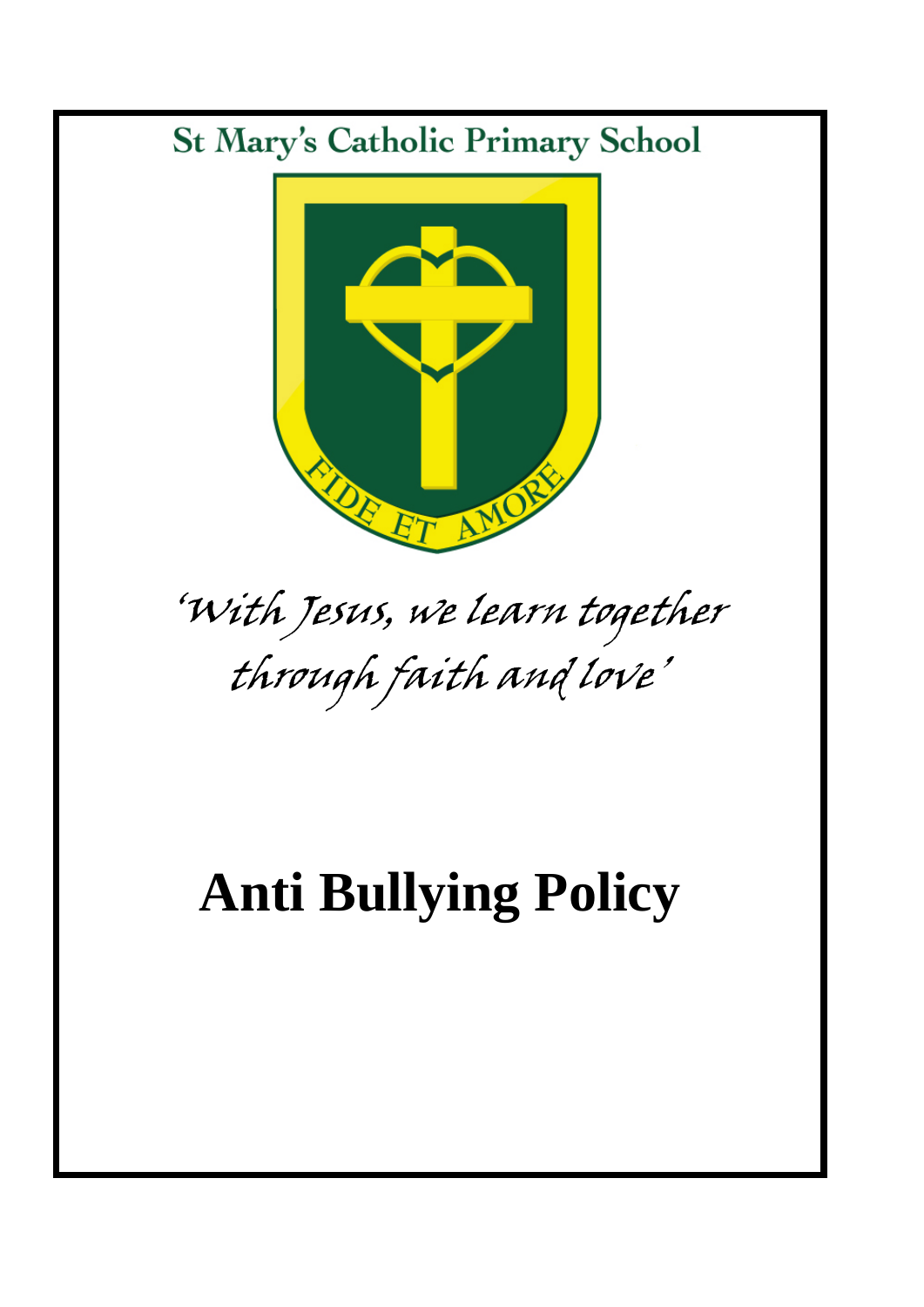St Mary's Catholic Primary School

FIDE ET AMORE

*'With Jesus, we learn together through faith and love'*

# Anti Bullying Policy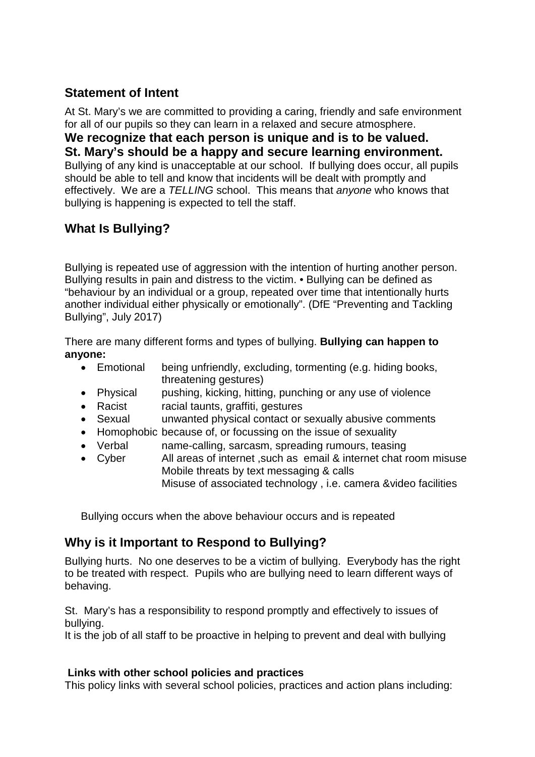## Statement of Intent

At St. Mary's we are committed to providing a caring, friendly and safe environment for all of our pupils so they can learn in a relaxed and secure atmosphere.

**We recognize that each person is unique and is to be valued.**
**St. Mary's should be a happy and secure learning environment.**

Bullying of any kind is unacceptable at our school. If bullying does occur, all pupils should be able to tell and know that incidents will be dealt with promptly and effectively. We are a *TELLING* school. This means that *anyone* who knows that bullying is happening is expected to tell the staff.

## What Is Bullying?

Bullying is repeated use of aggression with the intention of hurting another person. Bullying results in pain and distress to the victim. • Bullying can be defined as "behaviour by an individual or a group, repeated over time that intentionally hurts another individual either physically or emotionally". (DfE "Preventing and Tackling Bullying", July 2017)

There are many different forms and types of bullying. **Bullying can happen to anyone:**

- Emotional being unfriendly, excluding, tormenting (e.g. hiding books, threatening gestures)
- Physical pushing, kicking, hitting, punching or any use of violence
- Racist racial taunts, graffiti, gestures
- Sexual unwanted physical contact or sexually abusive comments
- Homophobic because of, or focussing on the issue of sexuality
- Verbal name-calling, sarcasm, spreading rumours, teasing
- Cyber All areas of internet ,such as email & internet chat room misuse
  Mobile threats by text messaging & calls
  Misuse of associated technology , i.e. camera &video facilities

Bullying occurs when the above behaviour occurs and is repeated

## Why is it Important to Respond to Bullying?

Bullying hurts. No one deserves to be a victim of bullying. Everybody has the right to be treated with respect. Pupils who are bullying need to learn different ways of behaving.

St. Mary's has a responsibility to respond promptly and effectively to issues of bullying.
It is the job of all staff to be proactive in helping to prevent and deal with bullying

#### Links with other school policies and practices

This policy links with several school policies, practices and action plans including: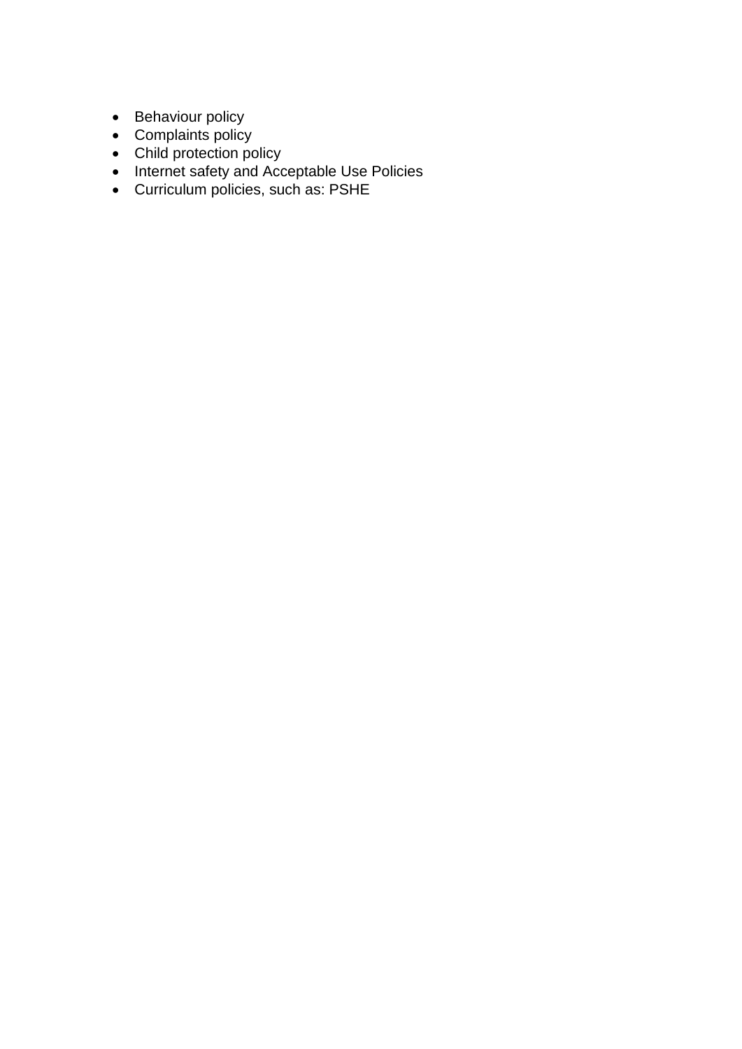- Behaviour policy
- Complaints policy
- Child protection policy
- Internet safety and Acceptable Use Policies
- Curriculum policies, such as: PSHE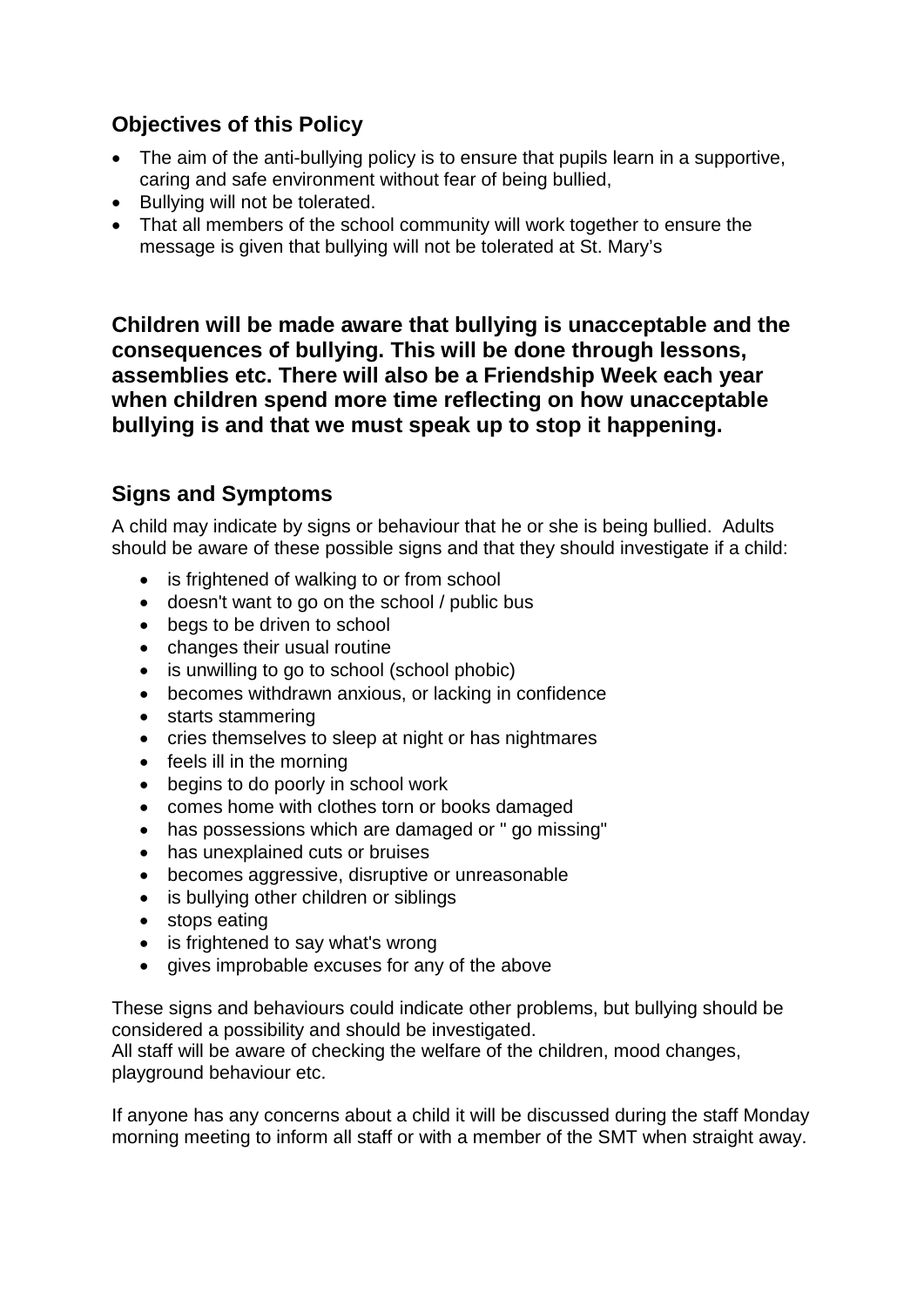## Objectives of this Policy

- The aim of the anti-bullying policy is to ensure that pupils learn in a supportive, caring and safe environment without fear of being bullied,
- Bullying will not be tolerated.
- That all members of the school community will work together to ensure the message is given that bullying will not be tolerated at St. Mary's

**Children will be made aware that bullying is unacceptable and the consequences of bullying. This will be done through lessons, assemblies etc. There will also be a Friendship Week each year when children spend more time reflecting on how unacceptable bullying is and that we must speak up to stop it happening.**

## Signs and Symptoms

A child may indicate by signs or behaviour that he or she is being bullied. Adults should be aware of these possible signs and that they should investigate if a child:

- is frightened of walking to or from school
- doesn't want to go on the school / public bus
- begs to be driven to school
- changes their usual routine
- is unwilling to go to school (school phobic)
- becomes withdrawn anxious, or lacking in confidence
- starts stammering
- cries themselves to sleep at night or has nightmares
- feels ill in the morning
- begins to do poorly in school work
- comes home with clothes torn or books damaged
- has possessions which are damaged or " go missing"
- has unexplained cuts or bruises
- becomes aggressive, disruptive or unreasonable
- is bullying other children or siblings
- stops eating
- is frightened to say what's wrong
- gives improbable excuses for any of the above

These signs and behaviours could indicate other problems, but bullying should be considered a possibility and should be investigated.
All staff will be aware of checking the welfare of the children, mood changes, playground behaviour etc.

If anyone has any concerns about a child it will be discussed during the staff Monday morning meeting to inform all staff or with a member of the SMT when straight away.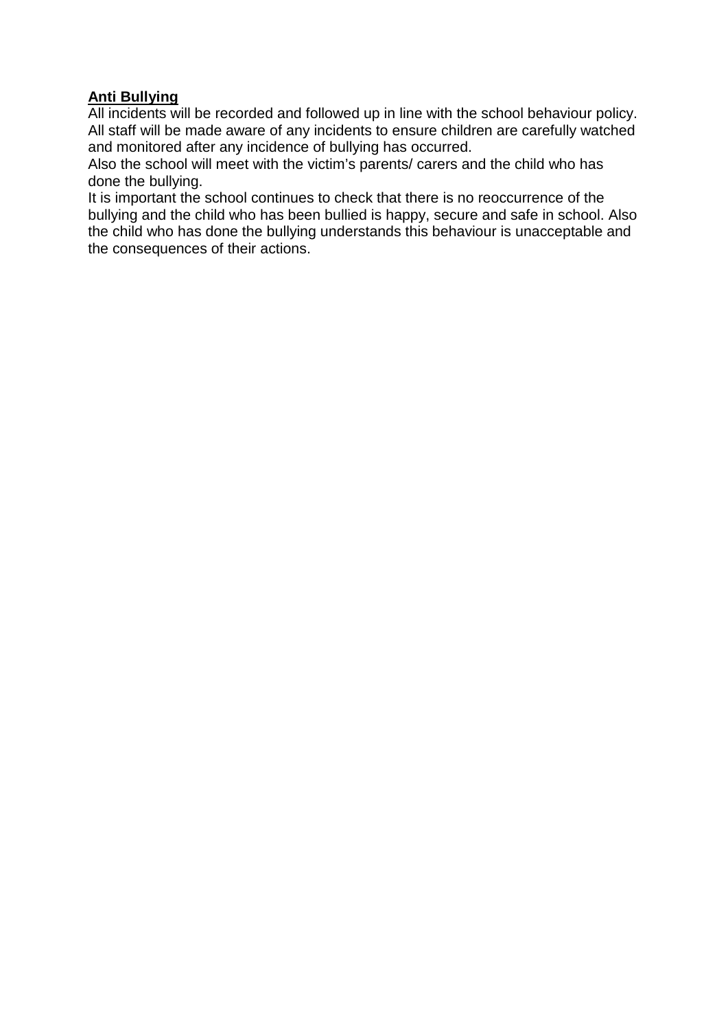**Anti Bullying**

All incidents will be recorded and followed up in line with the school behaviour policy. All staff will be made aware of any incidents to ensure children are carefully watched and monitored after any incidence of bullying has occurred.

Also the school will meet with the victim's parents/ carers and the child who has done the bullying.

It is important the school continues to check that there is no reoccurrence of the bullying and the child who has been bullied is happy, secure and safe in school. Also the child who has done the bullying understands this behaviour is unacceptable and the consequences of their actions.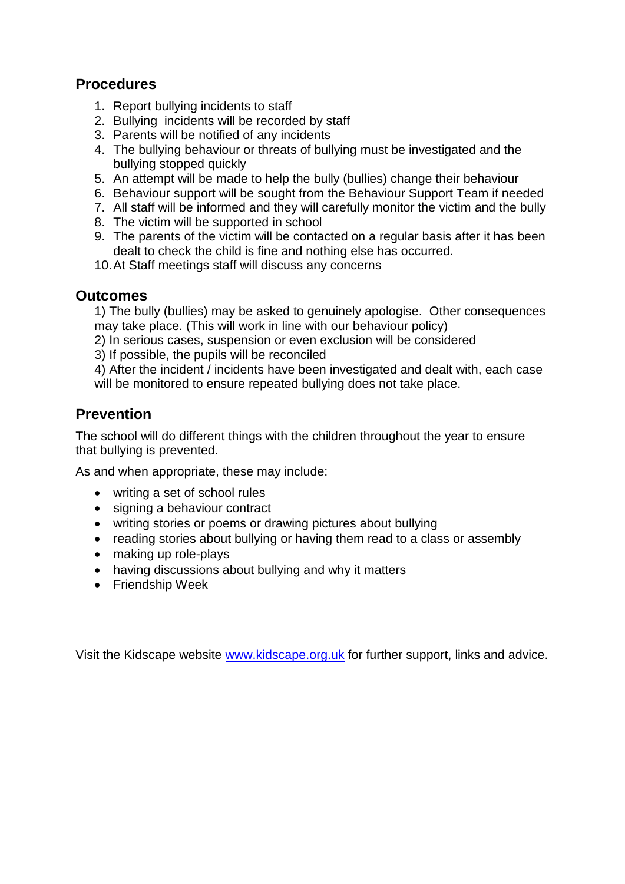## Procedures

1. Report bullying incidents to staff
2. Bullying incidents will be recorded by staff
3. Parents will be notified of any incidents
4. The bullying behaviour or threats of bullying must be investigated and the bullying stopped quickly
5. An attempt will be made to help the bully (bullies) change their behaviour
6. Behaviour support will be sought from the Behaviour Support Team if needed
7. All staff will be informed and they will carefully monitor the victim and the bully
8. The victim will be supported in school
9. The parents of the victim will be contacted on a regular basis after it has been dealt to check the child is fine and nothing else has occurred.
10. At Staff meetings staff will discuss any concerns

## Outcomes

1) The bully (bullies) may be asked to genuinely apologise. Other consequences may take place. (This will work in line with our behaviour policy)
2) In serious cases, suspension or even exclusion will be considered
3) If possible, the pupils will be reconciled
4) After the incident / incidents have been investigated and dealt with, each case will be monitored to ensure repeated bullying does not take place.

## Prevention

The school will do different things with the children throughout the year to ensure that bullying is prevented.

As and when appropriate, these may include:

- writing a set of school rules
- signing a behaviour contract
- writing stories or poems or drawing pictures about bullying
- reading stories about bullying or having them read to a class or assembly
- making up role-plays
- having discussions about bullying and why it matters
- Friendship Week

Visit the Kidscape website [www.kidscape.org.uk](http://www.kidscape.org.uk) for further support, links and advice.